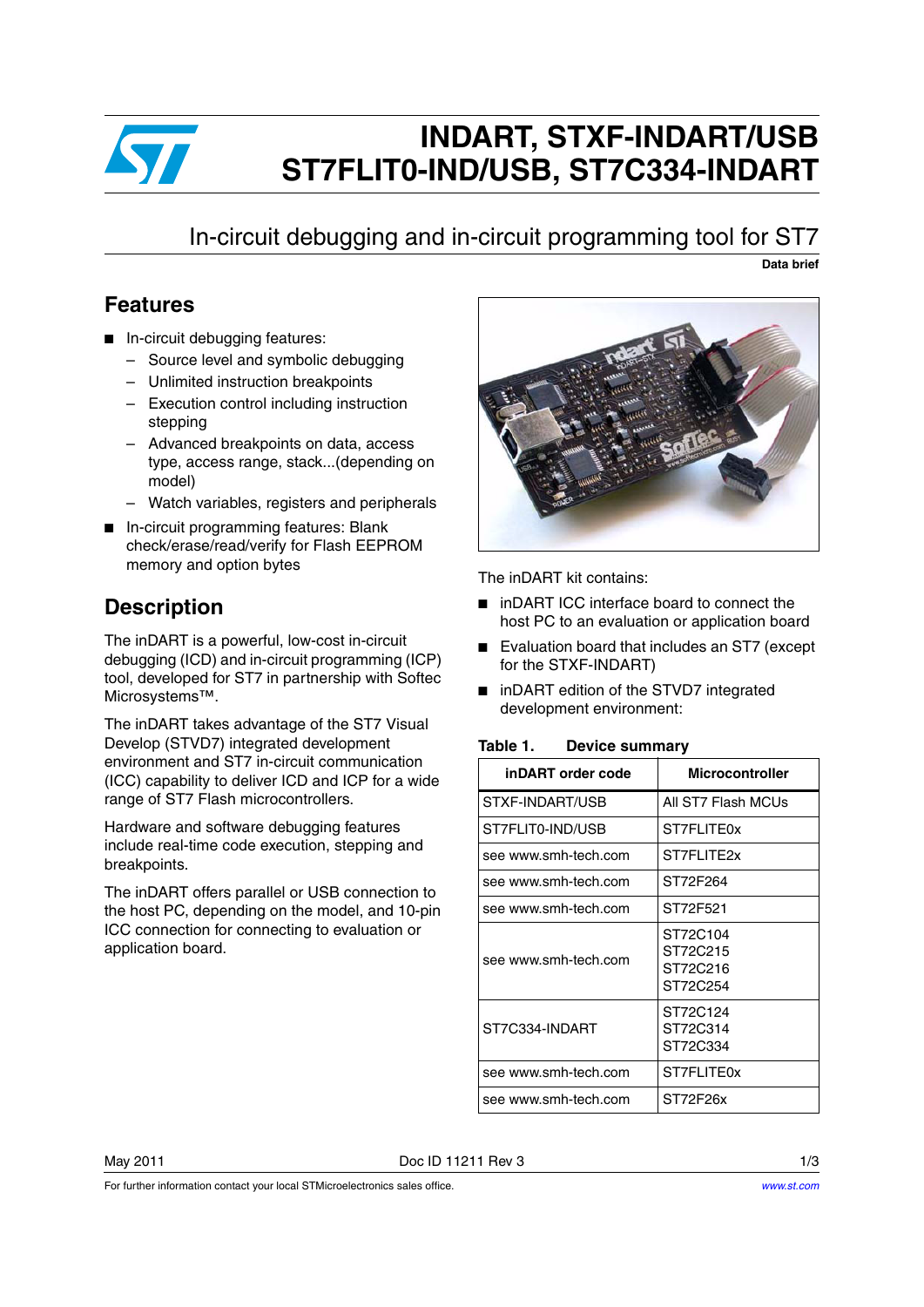# INDART, STXF-INDART/USB ST7FLIT0-IND/USB, ST7C334-INDART

## In-circuit debugging and in-circuit programming tool for ST7

**Data brief**

## Features

- In-circuit debugging features:
  - Source level and symbolic debugging
  - Unlimited instruction breakpoints
  - Execution control including instruction stepping
  - Advanced breakpoints on data, access type, access range, stack...(depending on model)
  - Watch variables, registers and peripherals
- In-circuit programming features: Blank check/erase/read/verify for Flash EEPROM memory and option bytes

## Description

The inDART is a powerful, low-cost in-circuit debugging (ICD) and in-circuit programming (ICP) tool, developed for ST7 in partnership with Softec Microsystems™.

The inDART takes advantage of the ST7 Visual Develop (STVD7) integrated development environment and ST7 in-circuit communication (ICC) capability to deliver ICD and ICP for a wide range of ST7 Flash microcontrollers.

Hardware and software debugging features include real-time code execution, stepping and breakpoints.

The inDART offers parallel or USB connection to the host PC, depending on the model, and 10-pin ICC connection for connecting to evaluation or application board.

The inDART kit contains:

- inDART ICC interface board to connect the host PC to an evaluation or application board
- Evaluation board that includes an ST7 (except for the STXF-INDART)
- inDART edition of the STVD7 integrated development environment:

**Table 1. Device summary**

| inDART order code | Microcontroller |
|---|---|
| STXF-INDART/USB | All ST7 Flash MCUs |
| ST7FLIT0-IND/USB | ST7FLITE0x |
| see www.smh-tech.com | ST7FLITE2x |
| see www.smh-tech.com | ST72F264 |
| see www.smh-tech.com | ST72F521 |
| see www.smh-tech.com | ST72C104<br>ST72C215<br>ST72C216<br>ST72C254 |
| ST7C334-INDART | ST72C124<br>ST72C314<br>ST72C334 |
| see www.smh-tech.com | ST7FLITE0x |
| see www.smh-tech.com | ST72F26x |

May 2011 Doc ID 11211 Rev 3

For further information contact your local STMicroelectronics sales office. www.st.com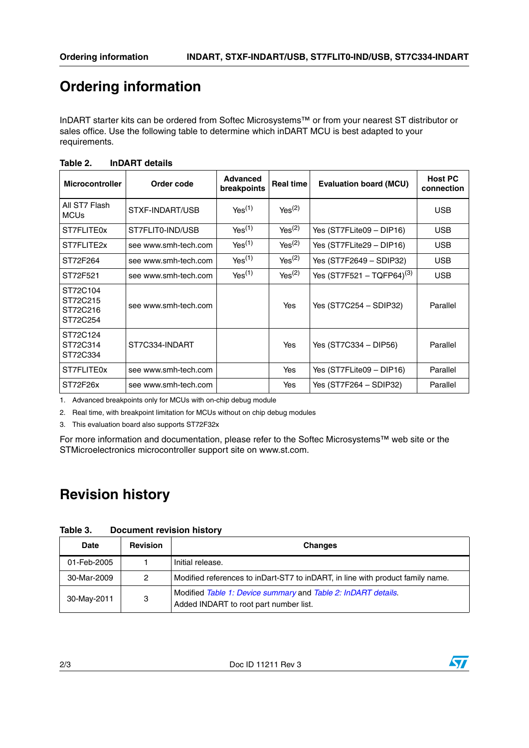# Ordering information

InDART starter kits can be ordered from Softec Microsystems™ or from your nearest ST distributor or sales office. Use the following table to determine which inDART MCU is best adapted to your requirements.

**Table 2. InDART details**

| Microcontroller | Order code | Advanced breakpoints | Real time | Evaluation board (MCU) | Host PC connection |
|---|---|---|---|---|---|
| All ST7 Flash MCUs | STXF-INDART/USB | Yes(1) | Yes(2) | | USB |
| ST7FLITE0x | ST7FLIT0-IND/USB | Yes(1) | Yes(2) | Yes (ST7FLite09 – DIP16) | USB |
| ST7FLITE2x | see www.smh-tech.com | Yes(1) | Yes(2) | Yes (ST7FLite29 – DIP16) | USB |
| ST72F264 | see www.smh-tech.com | Yes(1) | Yes(2) | Yes (ST7F2649 – SDIP32) | USB |
| ST72F521 | see www.smh-tech.com | Yes(1) | Yes(2) | Yes (ST7F521 – TQFP64)(3) | USB |
| ST72C104 ST72C215 ST72C216 ST72C254 | see www.smh-tech.com | | Yes | Yes (ST7C254 – SDIP32) | Parallel |
| ST72C124 ST72C314 ST72C334 | ST7C334-INDART | | Yes | Yes (ST7C334 – DIP56) | Parallel |
| ST7FLITE0x | see www.smh-tech.com | | Yes | Yes (ST7FLite09 – DIP16) | Parallel |
| ST72F26x | see www.smh-tech.com | | Yes | Yes (ST7F264 – SDIP32) | Parallel |

1. Advanced breakpoints only for MCUs with on-chip debug module
2. Real time, with breakpoint limitation for MCUs without on chip debug modules
3. This evaluation board also supports ST72F32x

For more information and documentation, please refer to the Softec Microsystems™ web site or the STMicroelectronics microcontroller support site on www.st.com.

# Revision history

**Table 3. Document revision history**

| Date | Revision | Changes |
|---|---|---|
| 01-Feb-2005 | 1 | Initial release. |
| 30-Mar-2009 | 2 | Modified references to inDart-ST7 to inDART, in line with product family name. |
| 30-May-2011 | 3 | Modified *Table 1: Device summary* and *Table 2: InDART details*. Added INDART to root part number list. |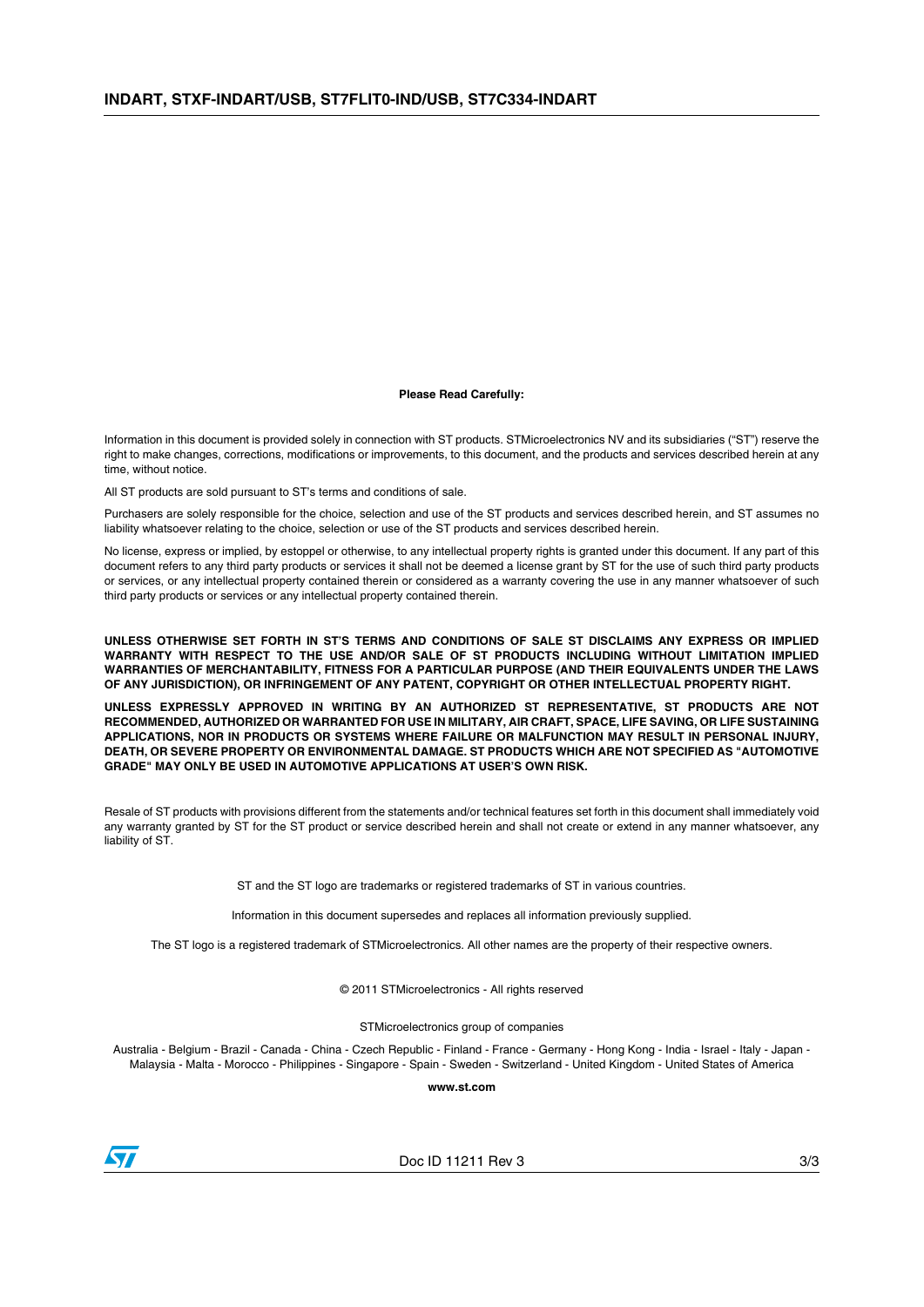**Please Read Carefully:**

Information in this document is provided solely in connection with ST products. STMicroelectronics NV and its subsidiaries ("ST") reserve the right to make changes, corrections, modifications or improvements, to this document, and the products and services described herein at any time, without notice.

All ST products are sold pursuant to ST's terms and conditions of sale.

Purchasers are solely responsible for the choice, selection and use of the ST products and services described herein, and ST assumes no liability whatsoever relating to the choice, selection or use of the ST products and services described herein.

No license, express or implied, by estoppel or otherwise, to any intellectual property rights is granted under this document. If any part of this document refers to any third party products or services it shall not be deemed a license grant by ST for the use of such third party products or services, or any intellectual property contained therein or considered as a warranty covering the use in any manner whatsoever of such third party products or services or any intellectual property contained therein.

**UNLESS OTHERWISE SET FORTH IN ST'S TERMS AND CONDITIONS OF SALE ST DISCLAIMS ANY EXPRESS OR IMPLIED WARRANTY WITH RESPECT TO THE USE AND/OR SALE OF ST PRODUCTS INCLUDING WITHOUT LIMITATION IMPLIED WARRANTIES OF MERCHANTABILITY, FITNESS FOR A PARTICULAR PURPOSE (AND THEIR EQUIVALENTS UNDER THE LAWS OF ANY JURISDICTION), OR INFRINGEMENT OF ANY PATENT, COPYRIGHT OR OTHER INTELLECTUAL PROPERTY RIGHT.**

**UNLESS EXPRESSLY APPROVED IN WRITING BY AN AUTHORIZED ST REPRESENTATIVE, ST PRODUCTS ARE NOT RECOMMENDED, AUTHORIZED OR WARRANTED FOR USE IN MILITARY, AIR CRAFT, SPACE, LIFE SAVING, OR LIFE SUSTAINING APPLICATIONS, NOR IN PRODUCTS OR SYSTEMS WHERE FAILURE OR MALFUNCTION MAY RESULT IN PERSONAL INJURY, DEATH, OR SEVERE PROPERTY OR ENVIRONMENTAL DAMAGE. ST PRODUCTS WHICH ARE NOT SPECIFIED AS "AUTOMOTIVE GRADE" MAY ONLY BE USED IN AUTOMOTIVE APPLICATIONS AT USER'S OWN RISK.**

Resale of ST products with provisions different from the statements and/or technical features set forth in this document shall immediately void any warranty granted by ST for the ST product or service described herein and shall not create or extend in any manner whatsoever, any liability of ST.

ST and the ST logo are trademarks or registered trademarks of ST in various countries.

Information in this document supersedes and replaces all information previously supplied.

The ST logo is a registered trademark of STMicroelectronics. All other names are the property of their respective owners.

© 2011 STMicroelectronics - All rights reserved

STMicroelectronics group of companies

Australia - Belgium - Brazil - Canada - China - Czech Republic - Finland - France - Germany - Hong Kong - India - Israel - Italy - Japan - Malaysia - Malta - Morocco - Philippines - Singapore - Spain - Sweden - Switzerland - United Kingdom - United States of America

**www.st.com**